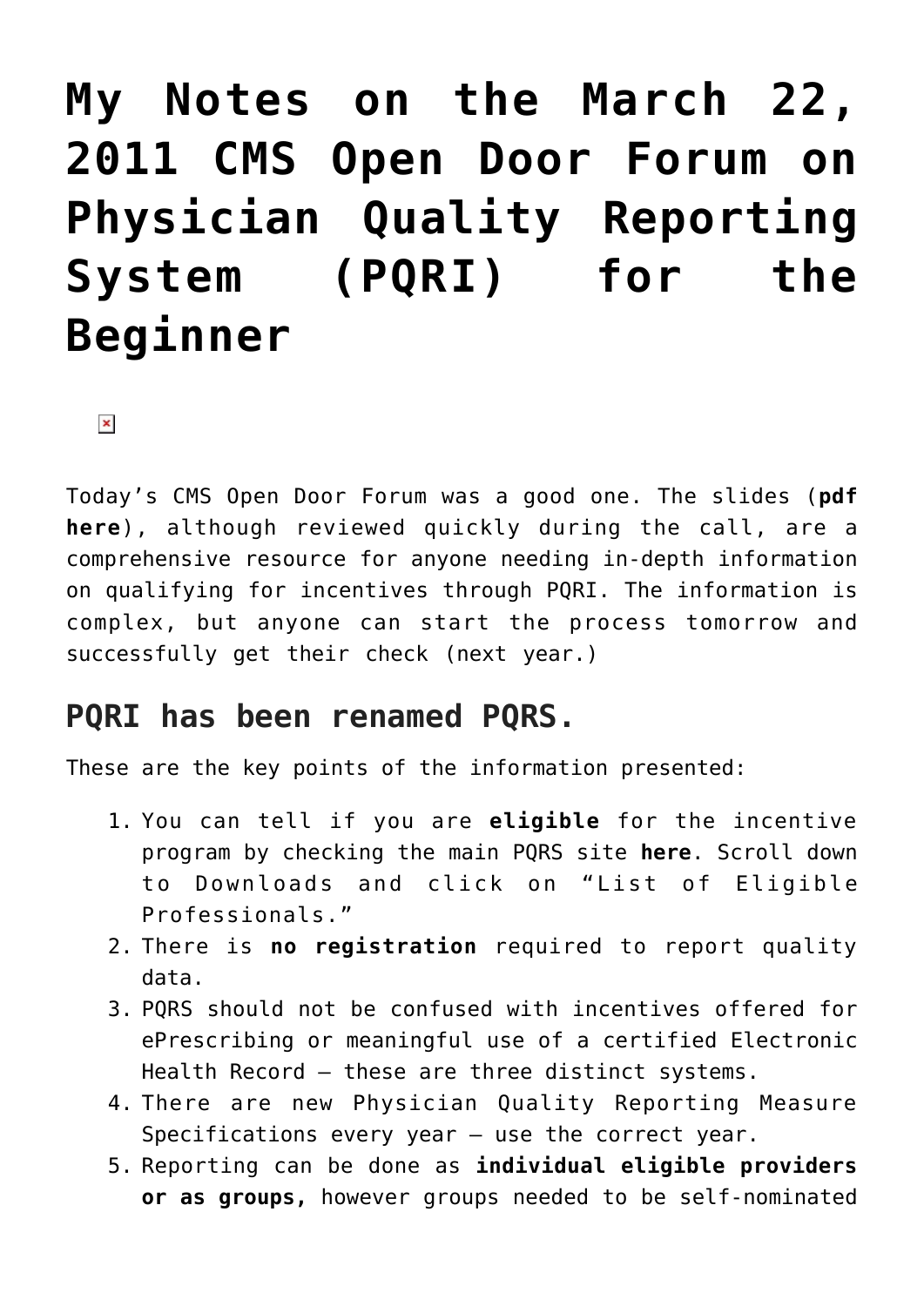# My Notes on the March 22, 2011 CMS Open Door Forum on Physician Quality Reporting System (PQRI) for the Beginner

Today's CMS Open Door Forum was a good one. The slides (**pdf here**), although reviewed quickly during the call, are a comprehensive resource for anyone needing in-depth information on qualifying for incentives through PQRI. The information is complex, but anyone can start the process tomorrow and successfully get their check (next year.)

## PQRI has been renamed PQRS.

These are the key points of the information presented:

1. You can tell if you are **eligible** for the incentive program by checking the main PQRS site **here**. Scroll down to Downloads and click on "List of Eligible Professionals."
2. There is **no registration** required to report quality data.
3. PQRS should not be confused with incentives offered for ePrescribing or meaningful use of a certified Electronic Health Record – these are three distinct systems.
4. There are new Physician Quality Reporting Measure Specifications every year – use the correct year.
5. Reporting can be done as **individual eligible providers or as groups,** however groups needed to be self-nominated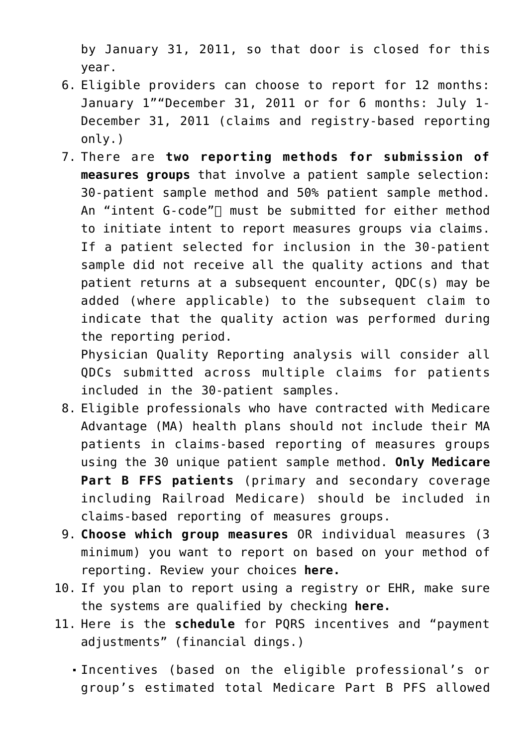by January 31, 2011, so that door is closed for this year.

6. Eligible providers can choose to report for 12 months: January 1""December 31, 2011 or for 6 months: July 1-December 31, 2011 (claims and registry-based reporting only.)
7. There are **two reporting methods for submission of measures groups** that involve a patient sample selection: 30-patient sample method and 50% patient sample method. An "intent G-code" must be submitted for either method to initiate intent to report measures groups via claims. If a patient selected for inclusion in the 30-patient sample did not receive all the quality actions and that patient returns at a subsequent encounter, QDC(s) may be added (where applicable) to the subsequent claim to indicate that the quality action was performed during the reporting period.
   Physician Quality Reporting analysis will consider all QDCs submitted across multiple claims for patients included in the 30-patient samples.
8. Eligible professionals who have contracted with Medicare Advantage (MA) health plans should not include their MA patients in claims-based reporting of measures groups using the 30 unique patient sample method. **Only Medicare Part B FFS patients** (primary and secondary coverage including Railroad Medicare) should be included in claims-based reporting of measures groups.
9. **Choose which group measures** OR individual measures (3 minimum) you want to report on based on your method of reporting. Review your choices **here.**
10. If you plan to report using a registry or EHR, make sure the systems are qualified by checking **here.**
11. Here is the **schedule** for PQRS incentives and "payment adjustments" (financial dings.)
    - Incentives (based on the eligible professional's or group's estimated total Medicare Part B PFS allowed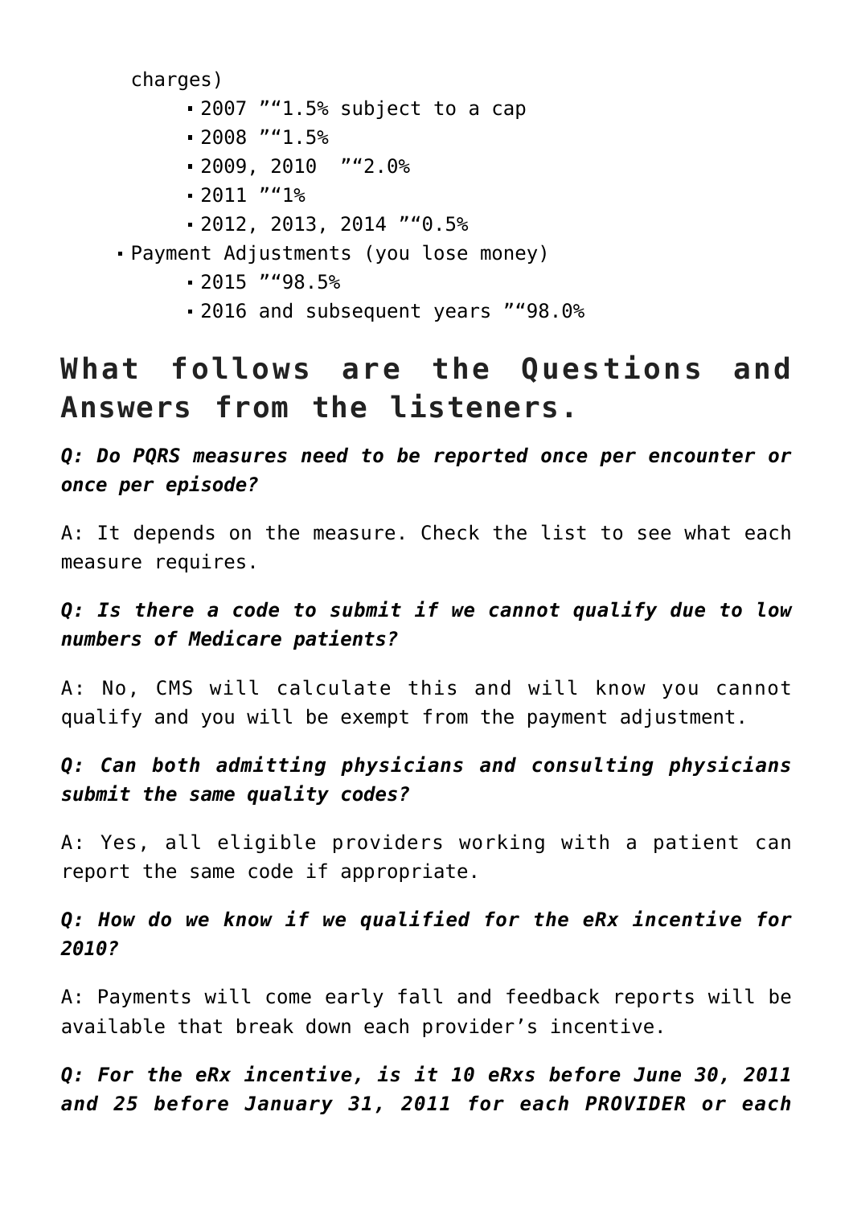charges)

  - 2007 ""1.5% subject to a cap
  - 2008 ""1.5%
  - 2009, 2010 ""2.0%
  - 2011 ""1%
  - 2012, 2013, 2014 ""0.5%
- Payment Adjustments (you lose money)
  - 2015 ""98.5%
  - 2016 and subsequent years ""98.0%

## What follows are the Questions and Answers from the listeners.

***Q: Do PQRS measures need to be reported once per encounter or once per episode?***

A: It depends on the measure. Check the list to see what each measure requires.

***Q: Is there a code to submit if we cannot qualify due to low numbers of Medicare patients?***

A: No, CMS will calculate this and will know you cannot qualify and you will be exempt from the payment adjustment.

***Q: Can both admitting physicians and consulting physicians submit the same quality codes?***

A: Yes, all eligible providers working with a patient can report the same code if appropriate.

***Q: How do we know if we qualified for the eRx incentive for 2010?***

A: Payments will come early fall and feedback reports will be available that break down each provider's incentive.

***Q: For the eRx incentive, is it 10 eRxs before June 30, 2011 and 25 before January 31, 2011 for each PROVIDER or each***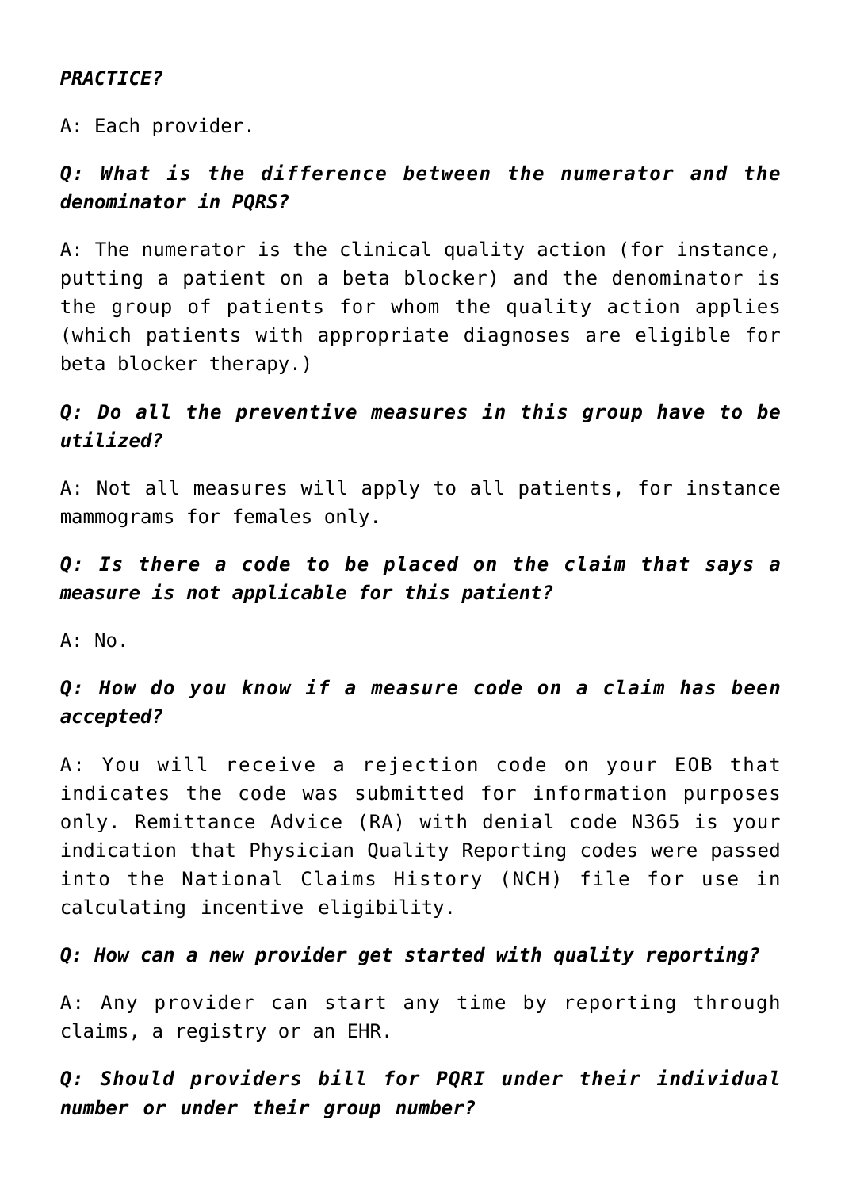***PRACTICE?***

A: Each provider.

***Q: What is the difference between the numerator and the denominator in PQRS?***

A: The numerator is the clinical quality action (for instance, putting a patient on a beta blocker) and the denominator is the group of patients for whom the quality action applies (which patients with appropriate diagnoses are eligible for beta blocker therapy.)

***Q: Do all the preventive measures in this group have to be utilized?***

A: Not all measures will apply to all patients, for instance mammograms for females only.

***Q: Is there a code to be placed on the claim that says a measure is not applicable for this patient?***

A: No.

***Q: How do you know if a measure code on a claim has been accepted?***

A: You will receive a rejection code on your EOB that indicates the code was submitted for information purposes only. Remittance Advice (RA) with denial code N365 is your indication that Physician Quality Reporting codes were passed into the National Claims History (NCH) file for use in calculating incentive eligibility.

***Q: How can a new provider get started with quality reporting?***

A: Any provider can start any time by reporting through claims, a registry or an EHR.

***Q: Should providers bill for PQRI under their individual number or under their group number?***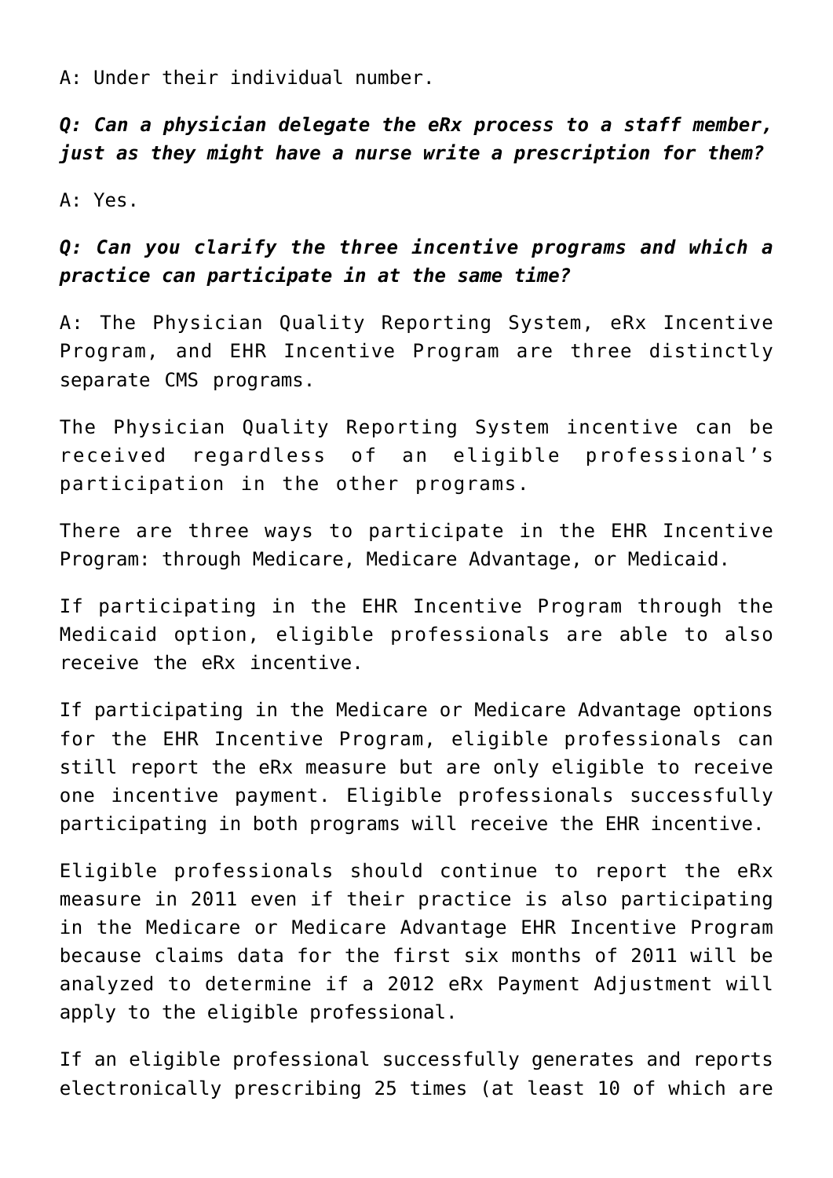A: Under their individual number.

***Q: Can a physician delegate the eRx process to a staff member, just as they might have a nurse write a prescription for them?***

A: Yes.

***Q: Can you clarify the three incentive programs and which a practice can participate in at the same time?***

A: The Physician Quality Reporting System, eRx Incentive Program, and EHR Incentive Program are three distinctly separate CMS programs.

The Physician Quality Reporting System incentive can be received regardless of an eligible professional's participation in the other programs.

There are three ways to participate in the EHR Incentive Program: through Medicare, Medicare Advantage, or Medicaid.

If participating in the EHR Incentive Program through the Medicaid option, eligible professionals are able to also receive the eRx incentive.

If participating in the Medicare or Medicare Advantage options for the EHR Incentive Program, eligible professionals can still report the eRx measure but are only eligible to receive one incentive payment. Eligible professionals successfully participating in both programs will receive the EHR incentive.

Eligible professionals should continue to report the eRx measure in 2011 even if their practice is also participating in the Medicare or Medicare Advantage EHR Incentive Program because claims data for the first six months of 2011 will be analyzed to determine if a 2012 eRx Payment Adjustment will apply to the eligible professional.

If an eligible professional successfully generates and reports electronically prescribing 25 times (at least 10 of which are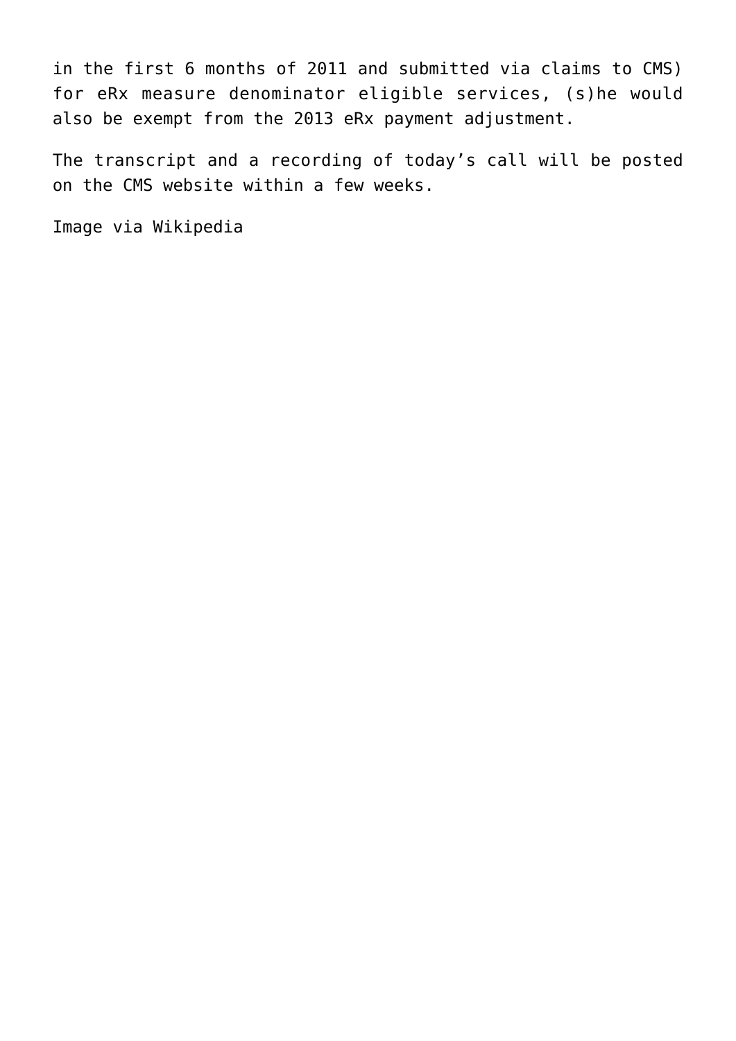in the first 6 months of 2011 and submitted via claims to CMS) for eRx measure denominator eligible services, (s)he would also be exempt from the 2013 eRx payment adjustment.

The transcript and a recording of today's call will be posted on the CMS website within a few weeks.

Image via Wikipedia